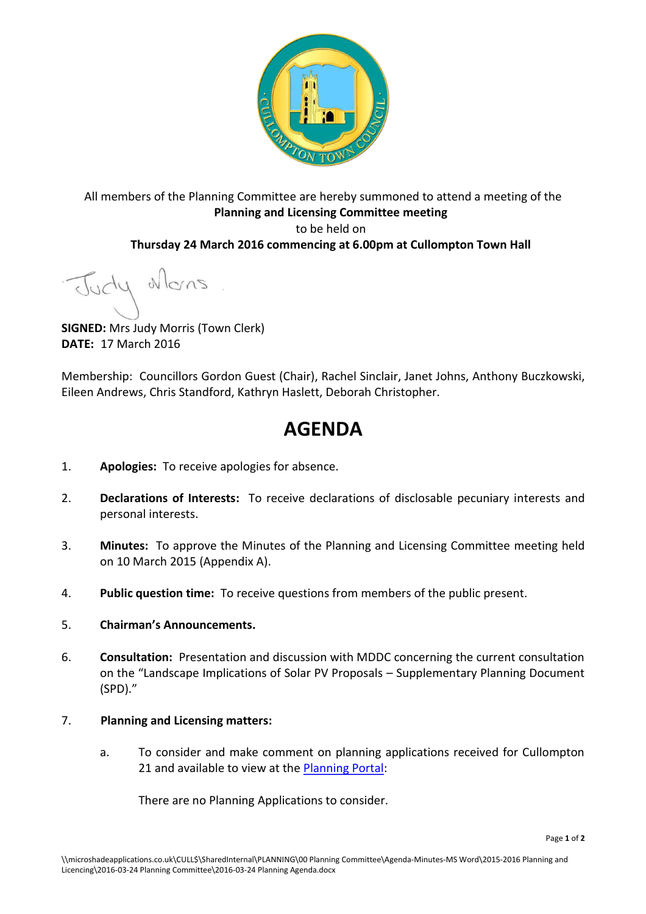All members of the Planning Committee are hereby summoned to attend a meeting of the

**Planning and Licensing Committee meeting**

to be held on

**Thursday 24 March 2016 commencing at 6.00pm at Cullompton Town Hall**

**SIGNED:** Mrs Judy Morris (Town Clerk)
**DATE:** 17 March 2016

Membership: Councillors Gordon Guest (Chair), Rachel Sinclair, Janet Johns, Anthony Buczkowski, Eileen Andrews, Chris Standford, Kathryn Haslett, Deborah Christopher.

# AGENDA

1. **Apologies:** To receive apologies for absence.

2. **Declarations of Interests:** To receive declarations of disclosable pecuniary interests and personal interests.

3. **Minutes:** To approve the Minutes of the Planning and Licensing Committee meeting held on 10 March 2015 (Appendix A).

4. **Public question time:** To receive questions from members of the public present.

5. **Chairman's Announcements.**

6. **Consultation:** Presentation and discussion with MDDC concerning the current consultation on the "Landscape Implications of Solar PV Proposals – Supplementary Planning Document (SPD)."

7. **Planning and Licensing matters:**

   a. To consider and make comment on planning applications received for Cullompton 21 and available to view at the Planning Portal:

      There are no Planning Applications to consider.

\\microshadeapplications.co.uk\CULL$\SharedInternal\PLANNING\00 Planning Committee\Agenda-Minutes-MS Word\2015-2016 Planning and Licencing\2016-03-24 Planning Committee\2016-03-24 Planning Agenda.docx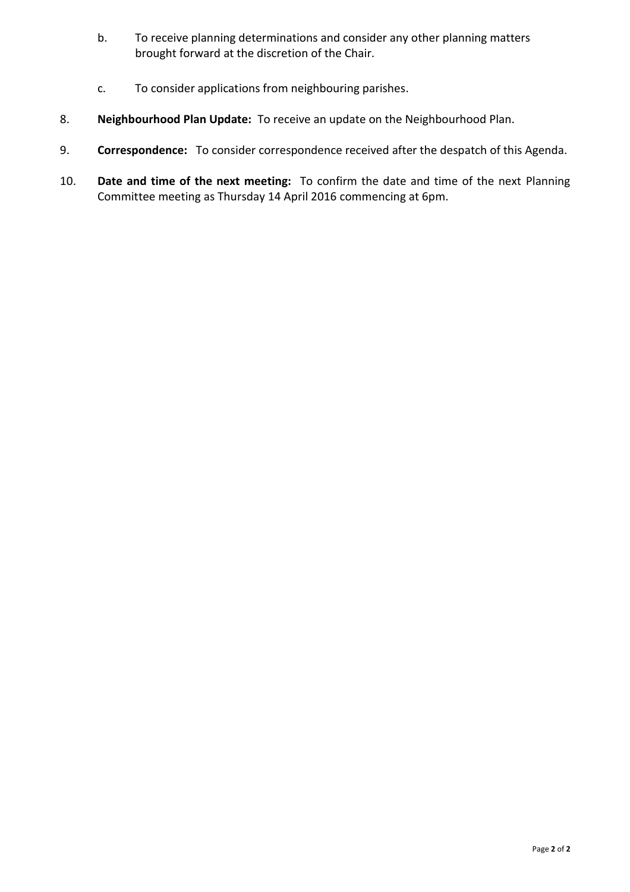b. To receive planning determinations and consider any other planning matters brought forward at the discretion of the Chair.

c. To consider applications from neighbouring parishes.

8. **Neighbourhood Plan Update:** To receive an update on the Neighbourhood Plan.

9. **Correspondence:** To consider correspondence received after the despatch of this Agenda.

10. **Date and time of the next meeting:** To confirm the date and time of the next Planning Committee meeting as Thursday 14 April 2016 commencing at 6pm.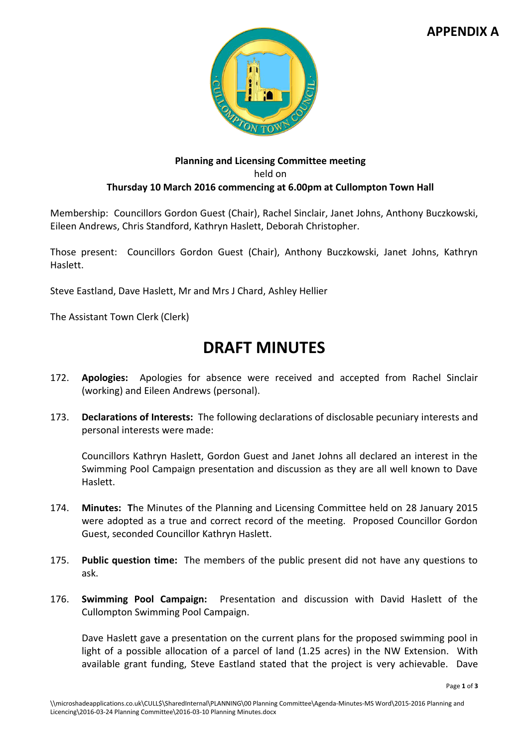**APPENDIX A**

**Planning and Licensing Committee meeting**
held on
**Thursday 10 March 2016 commencing at 6.00pm at Cullompton Town Hall**

Membership: Councillors Gordon Guest (Chair), Rachel Sinclair, Janet Johns, Anthony Buczkowski, Eileen Andrews, Chris Standford, Kathryn Haslett, Deborah Christopher.

Those present: Councillors Gordon Guest (Chair), Anthony Buczkowski, Janet Johns, Kathryn Haslett.

Steve Eastland, Dave Haslett, Mr and Mrs J Chard, Ashley Hellier

The Assistant Town Clerk (Clerk)

# DRAFT MINUTES

172. **Apologies:** Apologies for absence were received and accepted from Rachel Sinclair (working) and Eileen Andrews (personal).

173. **Declarations of Interests:** The following declarations of disclosable pecuniary interests and personal interests were made:

     Councillors Kathryn Haslett, Gordon Guest and Janet Johns all declared an interest in the Swimming Pool Campaign presentation and discussion as they are all well known to Dave Haslett.

174. **Minutes: T**he Minutes of the Planning and Licensing Committee held on 28 January 2015 were adopted as a true and correct record of the meeting. Proposed Councillor Gordon Guest, seconded Councillor Kathryn Haslett.

175. **Public question time:** The members of the public present did not have any questions to ask.

176. **Swimming Pool Campaign:** Presentation and discussion with David Haslett of the Cullompton Swimming Pool Campaign.

     Dave Haslett gave a presentation on the current plans for the proposed swimming pool in light of a possible allocation of a parcel of land (1.25 acres) in the NW Extension. With available grant funding, Steve Eastland stated that the project is very achievable. Dave

\\microshadeapplications.co.uk\CULL$\SharedInternal\PLANNING\00 Planning Committee\Agenda-Minutes-MS Word\2015-2016 Planning and Licencing\2016-03-24 Planning Committee\2016-03-10 Planning Minutes.docx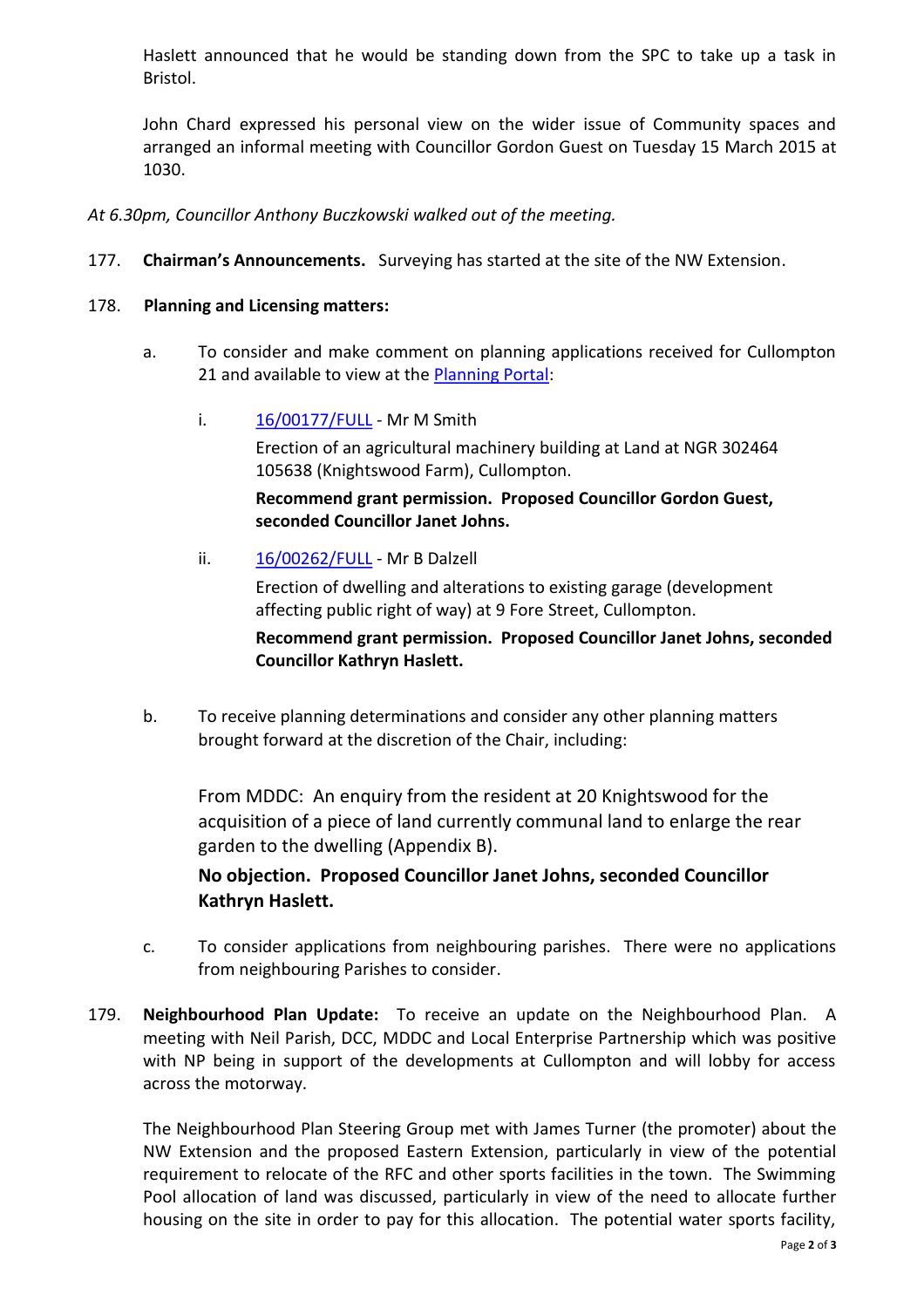Haslett announced that he would be standing down from the SPC to take up a task in Bristol.

John Chard expressed his personal view on the wider issue of Community spaces and arranged an informal meeting with Councillor Gordon Guest on Tuesday 15 March 2015 at 1030.

*At 6.30pm, Councillor Anthony Buczkowski walked out of the meeting.*

177. **Chairman's Announcements.** Surveying has started at the site of the NW Extension.

178. **Planning and Licensing matters:**

   a. To consider and make comment on planning applications received for Cullompton 21 and available to view at the [Planning Portal](Planning Portal):

      i. [16/00177/FULL](16/00177/FULL) - Mr M Smith

         Erection of an agricultural machinery building at Land at NGR 302464 105638 (Knightswood Farm), Cullompton.

         **Recommend grant permission. Proposed Councillor Gordon Guest, seconded Councillor Janet Johns.**

      ii. [16/00262/FULL](16/00262/FULL) - Mr B Dalzell

         Erection of dwelling and alterations to existing garage (development affecting public right of way) at 9 Fore Street, Cullompton.

         **Recommend grant permission. Proposed Councillor Janet Johns, seconded Councillor Kathryn Haslett.**

   b. To receive planning determinations and consider any other planning matters brought forward at the discretion of the Chair, including:

      From MDDC: An enquiry from the resident at 20 Knightswood for the acquisition of a piece of land currently communal land to enlarge the rear garden to the dwelling (Appendix B).

      **No objection. Proposed Councillor Janet Johns, seconded Councillor Kathryn Haslett.**

   c. To consider applications from neighbouring parishes. There were no applications from neighbouring Parishes to consider.

179. **Neighbourhood Plan Update:** To receive an update on the Neighbourhood Plan. A meeting with Neil Parish, DCC, MDDC and Local Enterprise Partnership which was positive with NP being in support of the developments at Cullompton and will lobby for access across the motorway.

   The Neighbourhood Plan Steering Group met with James Turner (the promoter) about the NW Extension and the proposed Eastern Extension, particularly in view of the potential requirement to relocate of the RFC and other sports facilities in the town. The Swimming Pool allocation of land was discussed, particularly in view of the need to allocate further housing on the site in order to pay for this allocation. The potential water sports facility,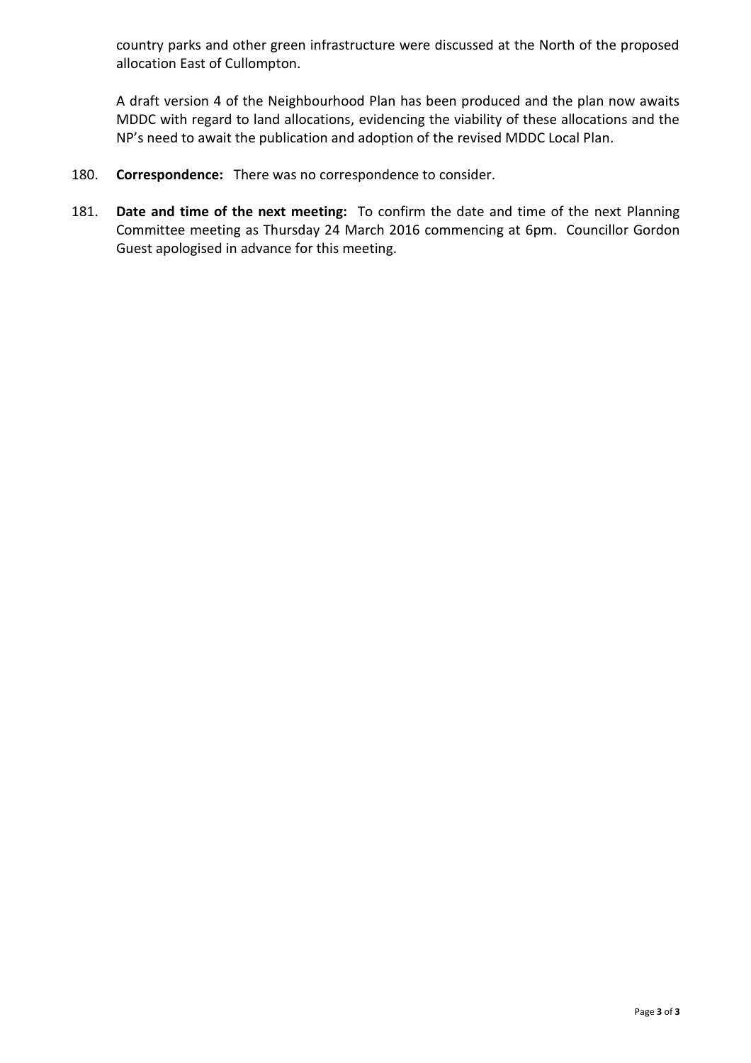country parks and other green infrastructure were discussed at the North of the proposed allocation East of Cullompton.

A draft version 4 of the Neighbourhood Plan has been produced and the plan now awaits MDDC with regard to land allocations, evidencing the viability of these allocations and the NP's need to await the publication and adoption of the revised MDDC Local Plan.

180. **Correspondence:** There was no correspondence to consider.

181. **Date and time of the next meeting:** To confirm the date and time of the next Planning Committee meeting as Thursday 24 March 2016 commencing at 6pm. Councillor Gordon Guest apologised in advance for this meeting.